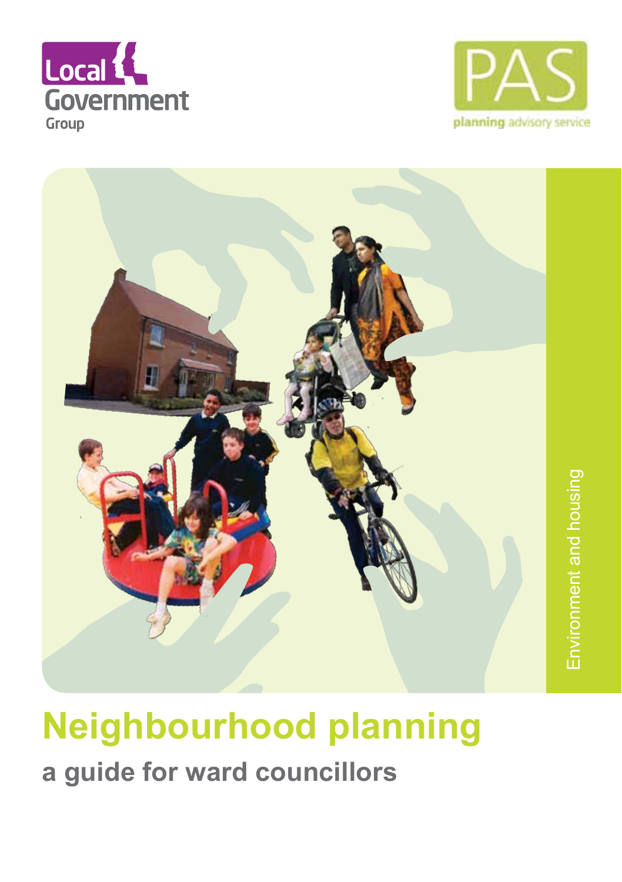Local Government Group

PAS planning advisory service

Environment and housing

# Neighbourhood planning

## a guide for ward councillors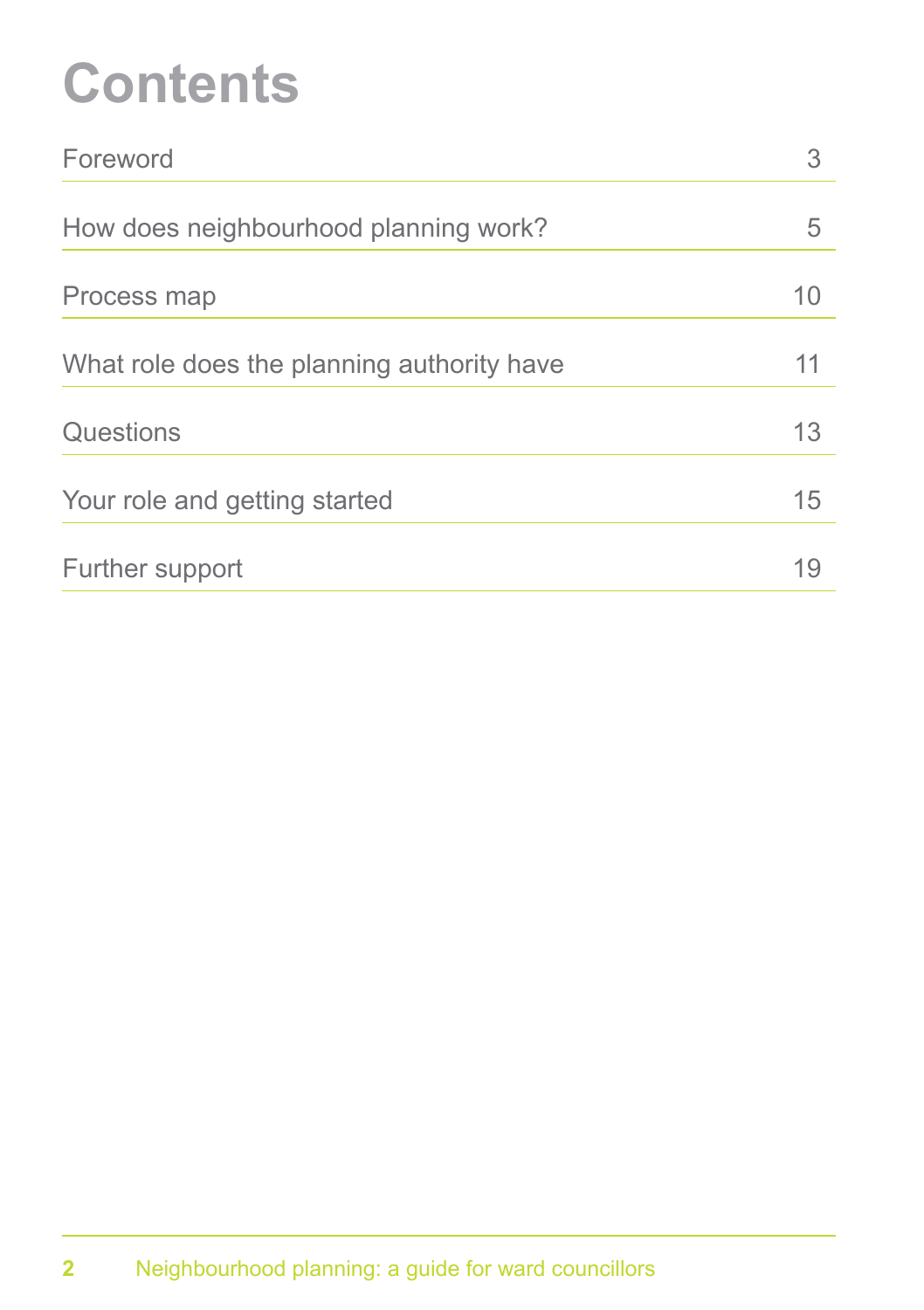# Contents

| | |
|---|---|
| Foreword | 3 |
| How does neighbourhood planning work? | 5 |
| Process map | 10 |
| What role does the planning authority have | 11 |
| Questions | 13 |
| Your role and getting started | 15 |
| Further support | 19 |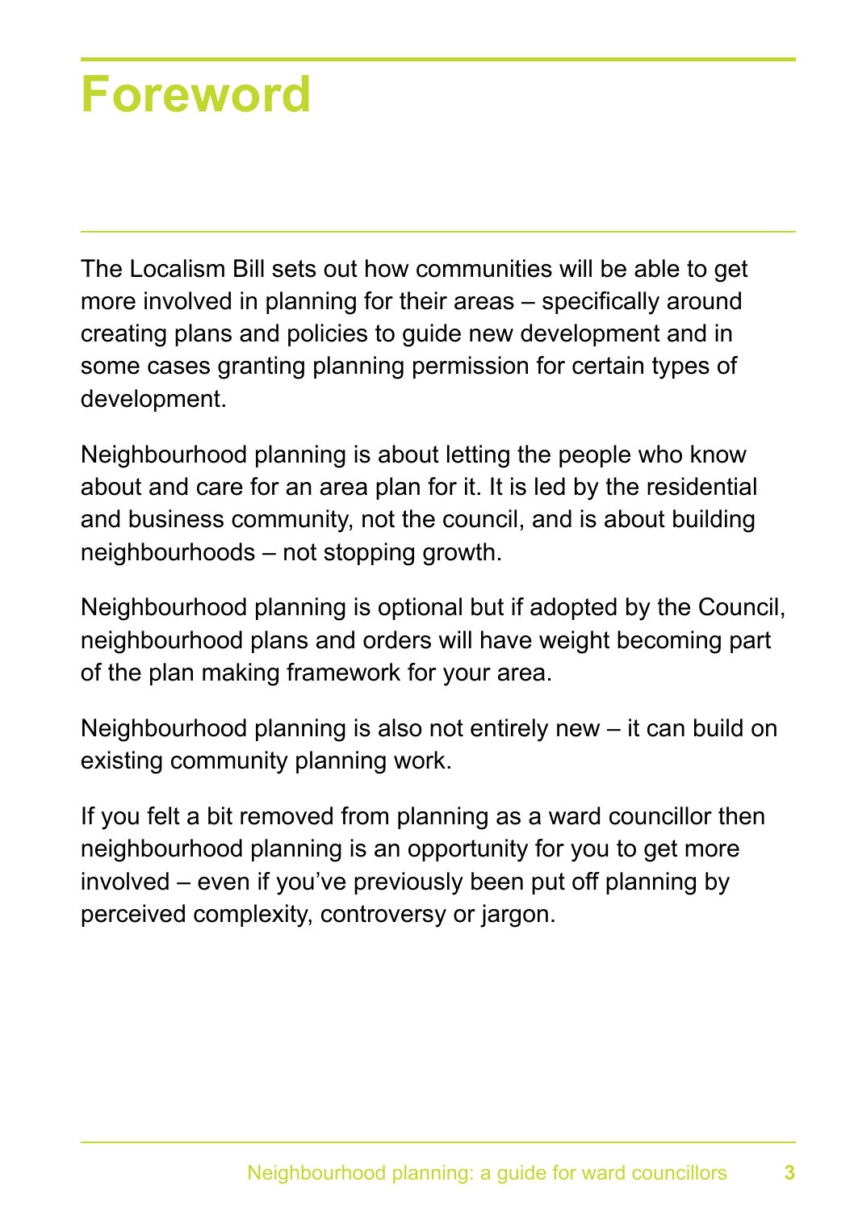# Foreword

The Localism Bill sets out how communities will be able to get more involved in planning for their areas – specifically around creating plans and policies to guide new development and in some cases granting planning permission for certain types of development.

Neighbourhood planning is about letting the people who know about and care for an area plan for it. It is led by the residential and business community, not the council, and is about building neighbourhoods – not stopping growth.

Neighbourhood planning is optional but if adopted by the Council, neighbourhood plans and orders will have weight becoming part of the plan making framework for your area.

Neighbourhood planning is also not entirely new – it can build on existing community planning work.

If you felt a bit removed from planning as a ward councillor then neighbourhood planning is an opportunity for you to get more involved – even if you've previously been put off planning by perceived complexity, controversy or jargon.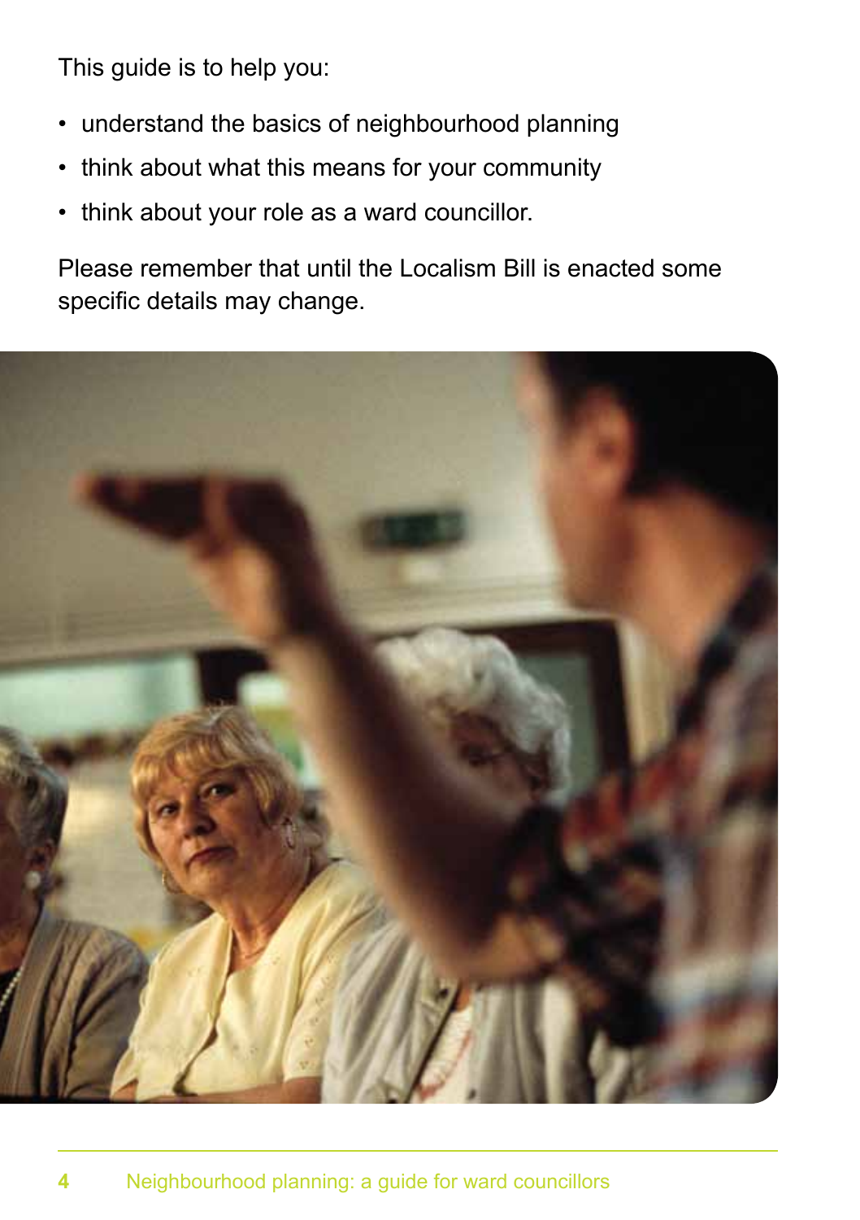This guide is to help you:

- understand the basics of neighbourhood planning
- think about what this means for your community
- think about your role as a ward councillor.

Please remember that until the Localism Bill is enacted some specific details may change.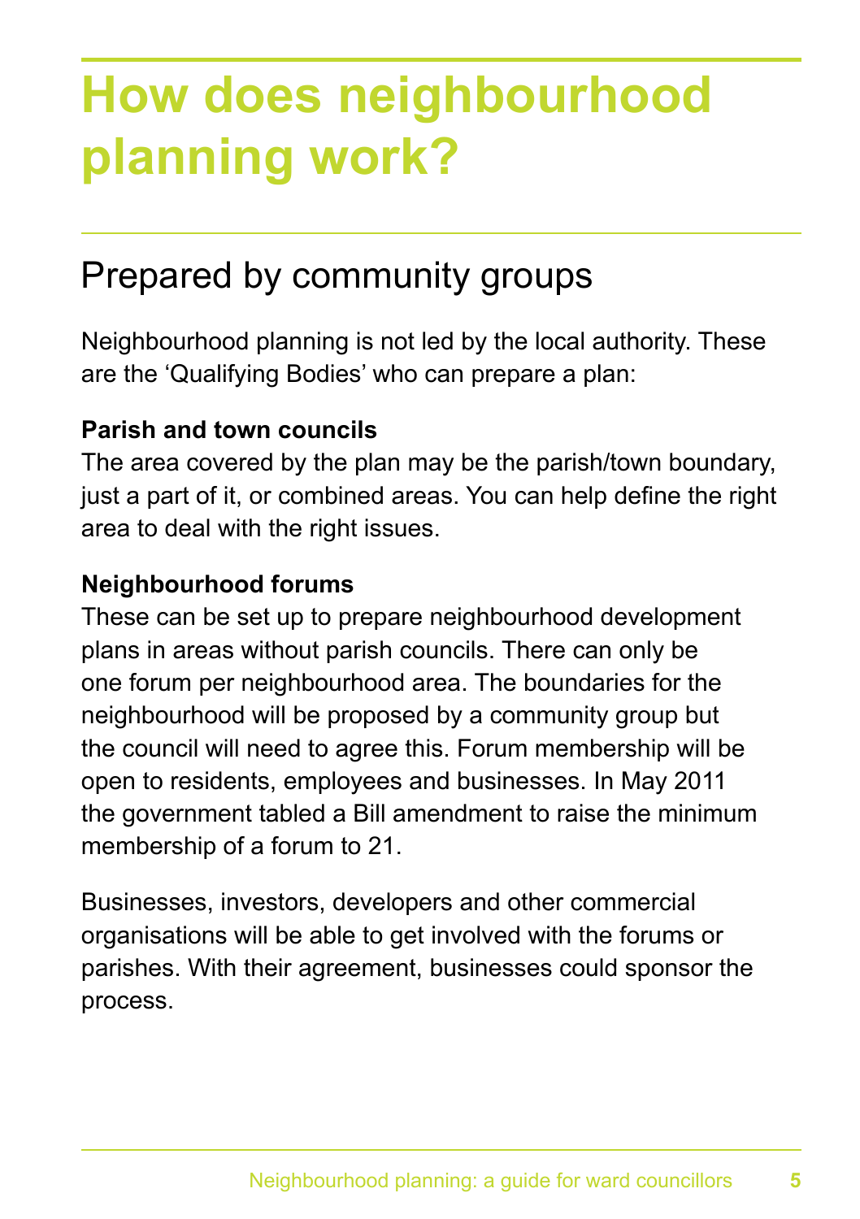# How does neighbourhood planning work?

## Prepared by community groups

Neighbourhood planning is not led by the local authority. These are the 'Qualifying Bodies' who can prepare a plan:

**Parish and town councils**
The area covered by the plan may be the parish/town boundary, just a part of it, or combined areas. You can help define the right area to deal with the right issues.

**Neighbourhood forums**
These can be set up to prepare neighbourhood development plans in areas without parish councils. There can only be one forum per neighbourhood area. The boundaries for the neighbourhood will be proposed by a community group but the council will need to agree this. Forum membership will be open to residents, employees and businesses. In May 2011 the government tabled a Bill amendment to raise the minimum membership of a forum to 21.

Businesses, investors, developers and other commercial organisations will be able to get involved with the forums or parishes. With their agreement, businesses could sponsor the process.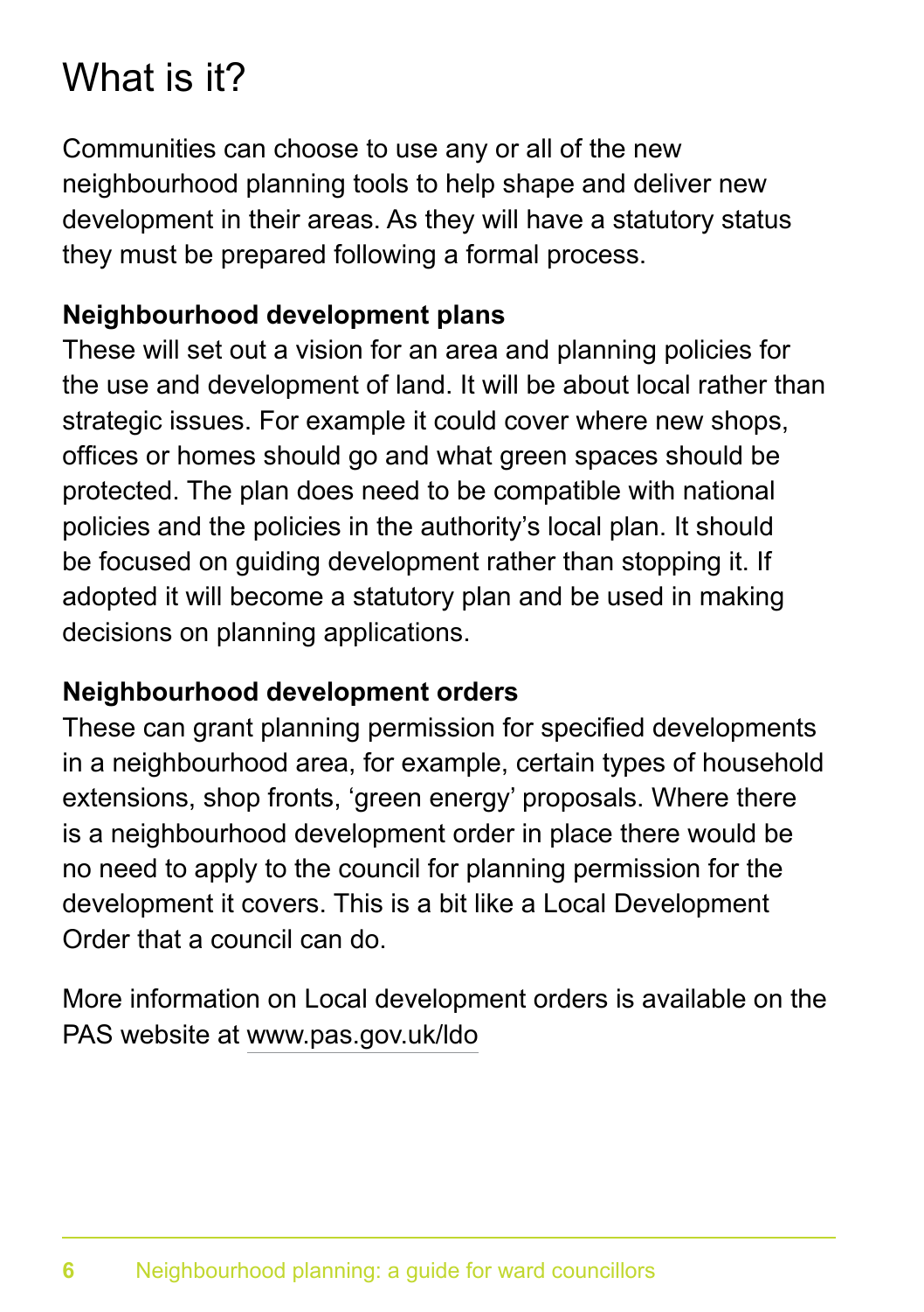# What is it?

Communities can choose to use any or all of the new neighbourhood planning tools to help shape and deliver new development in their areas. As they will have a statutory status they must be prepared following a formal process.

**Neighbourhood development plans**

These will set out a vision for an area and planning policies for the use and development of land. It will be about local rather than strategic issues. For example it could cover where new shops, offices or homes should go and what green spaces should be protected. The plan does need to be compatible with national policies and the policies in the authority's local plan. It should be focused on guiding development rather than stopping it. If adopted it will become a statutory plan and be used in making decisions on planning applications.

**Neighbourhood development orders**

These can grant planning permission for specified developments in a neighbourhood area, for example, certain types of household extensions, shop fronts, 'green energy' proposals. Where there is a neighbourhood development order in place there would be no need to apply to the council for planning permission for the development it covers. This is a bit like a Local Development Order that a council can do.

More information on Local development orders is available on the PAS website at www.pas.gov.uk/ldo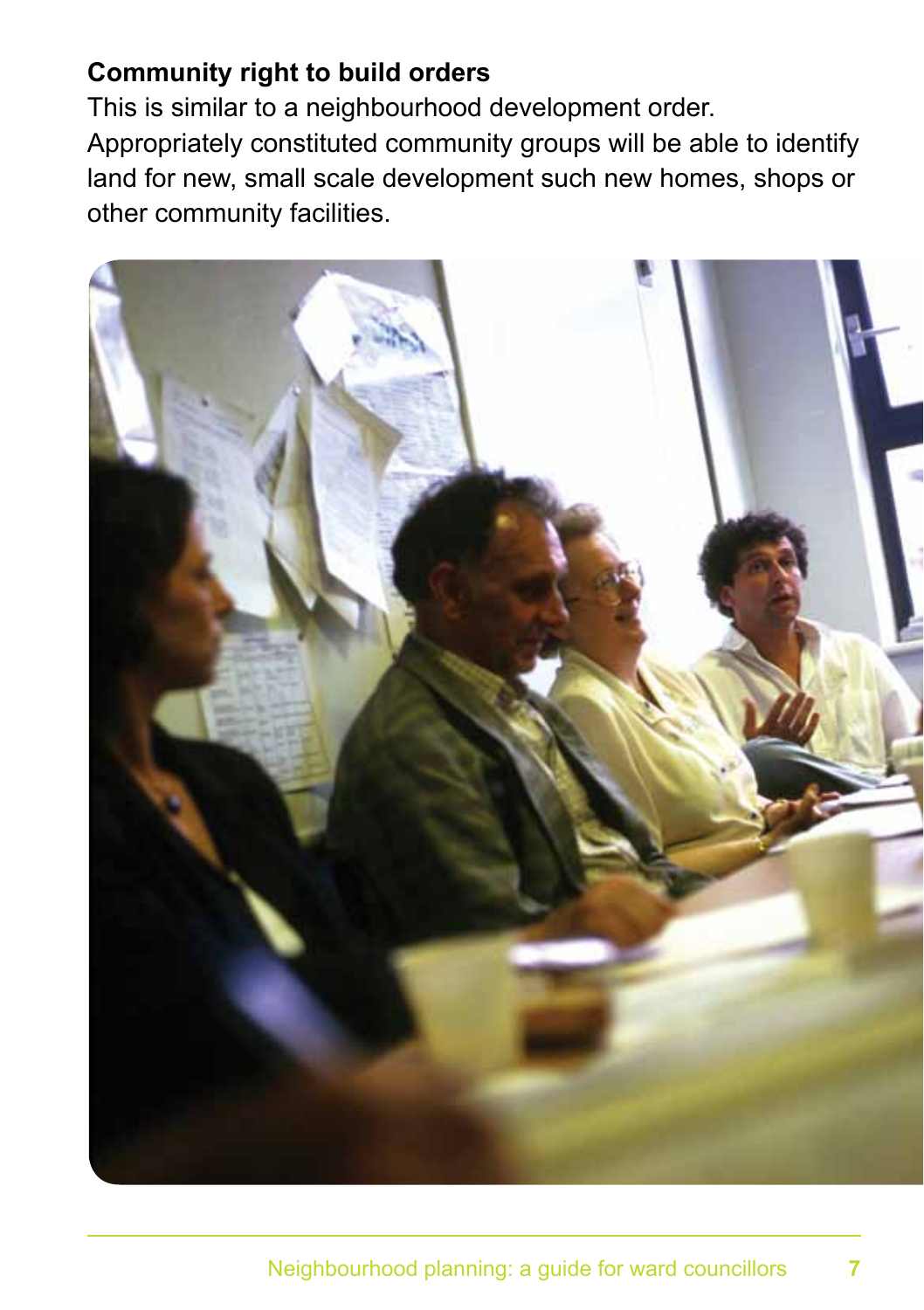**Community right to build orders**

This is similar to a neighbourhood development order.
Appropriately constituted community groups will be able to identify land for new, small scale development such new homes, shops or other community facilities.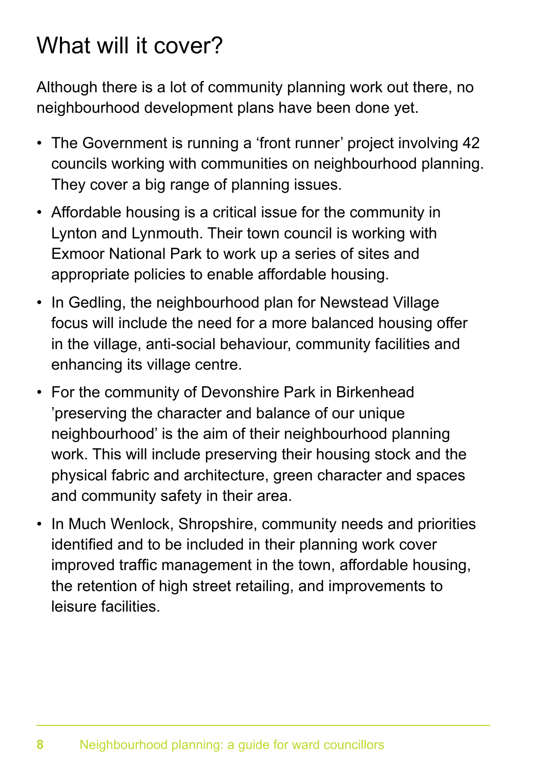# What will it cover?

Although there is a lot of community planning work out there, no neighbourhood development plans have been done yet.

- The Government is running a ‘front runner’ project involving 42 councils working with communities on neighbourhood planning. They cover a big range of planning issues.
- Affordable housing is a critical issue for the community in Lynton and Lynmouth. Their town council is working with Exmoor National Park to work up a series of sites and appropriate policies to enable affordable housing.
- In Gedling, the neighbourhood plan for Newstead Village focus will include the need for a more balanced housing offer in the village, anti-social behaviour, community facilities and enhancing its village centre.
- For the community of Devonshire Park in Birkenhead ’preserving the character and balance of our unique neighbourhood’ is the aim of their neighbourhood planning work. This will include preserving their housing stock and the physical fabric and architecture, green character and spaces and community safety in their area.
- In Much Wenlock, Shropshire, community needs and priorities identified and to be included in their planning work cover improved traffic management in the town, affordable housing, the retention of high street retailing, and improvements to leisure facilities.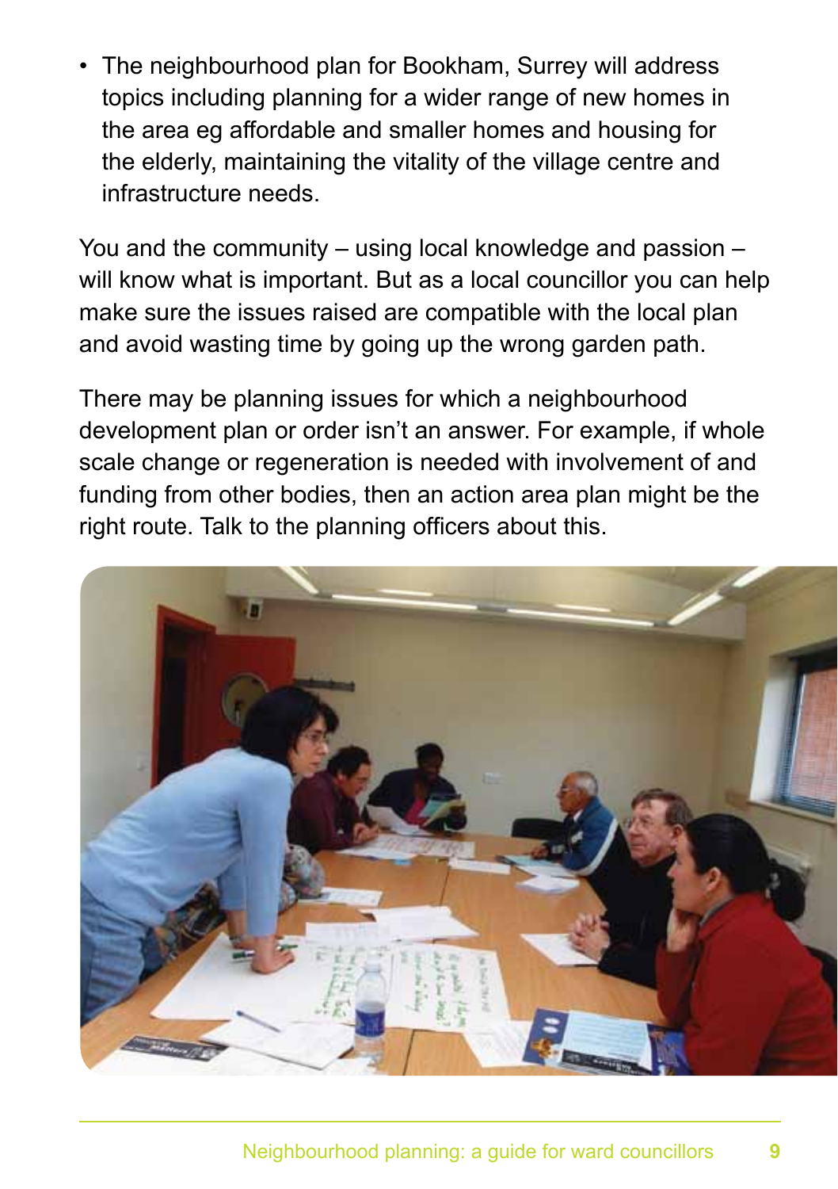- The neighbourhood plan for Bookham, Surrey will address topics including planning for a wider range of new homes in the area eg affordable and smaller homes and housing for the elderly, maintaining the vitality of the village centre and infrastructure needs.

You and the community – using local knowledge and passion – will know what is important. But as a local councillor you can help make sure the issues raised are compatible with the local plan and avoid wasting time by going up the wrong garden path.

There may be planning issues for which a neighbourhood development plan or order isn't an answer. For example, if whole scale change or regeneration is needed with involvement of and funding from other bodies, then an action area plan might be the right route. Talk to the planning officers about this.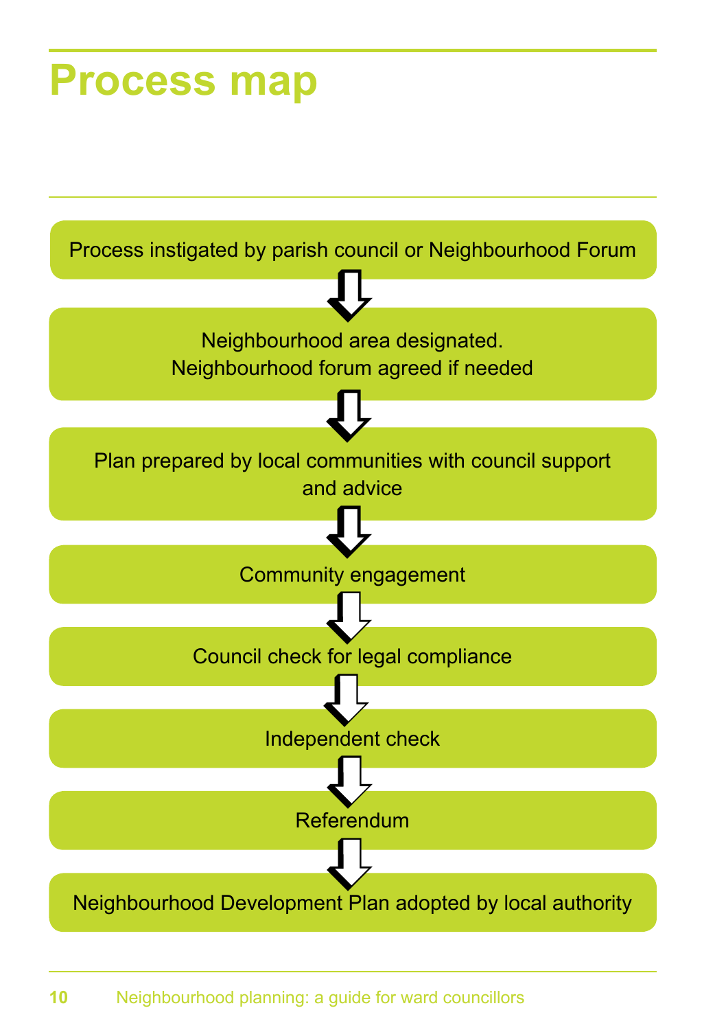# Process map

Process instigated by parish council or Neighbourhood Forum

↓

Neighbourhood area designated.
Neighbourhood forum agreed if needed

↓

Plan prepared by local communities with council support and advice

↓

Community engagement

↓

Council check for legal compliance

↓

Independent check

↓

Referendum

↓

Neighbourhood Development Plan adopted by local authority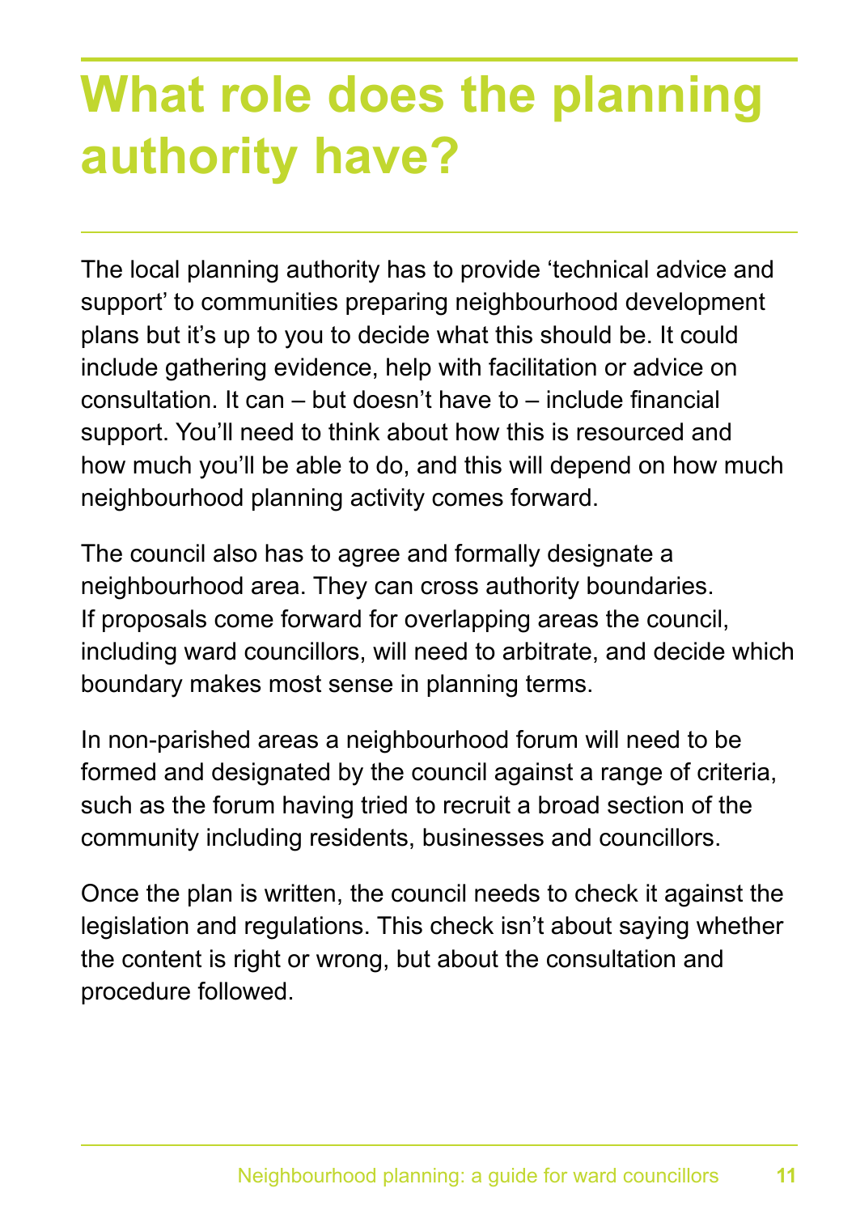# What role does the planning authority have?

The local planning authority has to provide 'technical advice and support' to communities preparing neighbourhood development plans but it's up to you to decide what this should be. It could include gathering evidence, help with facilitation or advice on consultation. It can – but doesn't have to – include financial support. You'll need to think about how this is resourced and how much you'll be able to do, and this will depend on how much neighbourhood planning activity comes forward.

The council also has to agree and formally designate a neighbourhood area. They can cross authority boundaries. If proposals come forward for overlapping areas the council, including ward councillors, will need to arbitrate, and decide which boundary makes most sense in planning terms.

In non-parished areas a neighbourhood forum will need to be formed and designated by the council against a range of criteria, such as the forum having tried to recruit a broad section of the community including residents, businesses and councillors.

Once the plan is written, the council needs to check it against the legislation and regulations. This check isn't about saying whether the content is right or wrong, but about the consultation and procedure followed.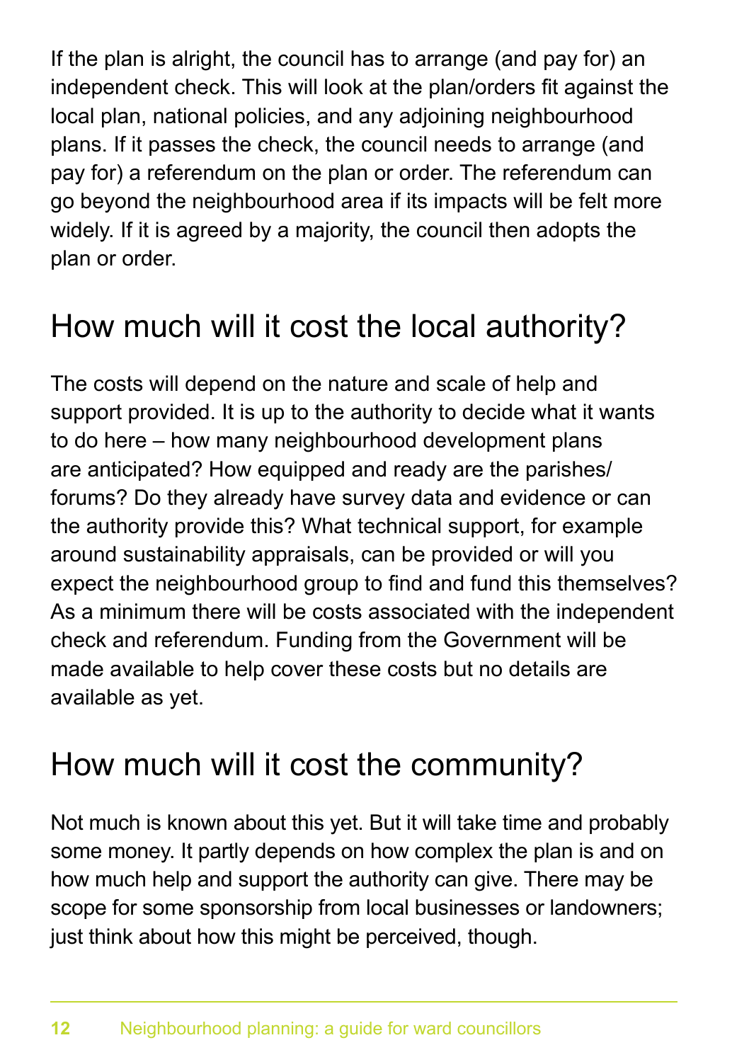If the plan is alright, the council has to arrange (and pay for) an independent check. This will look at the plan/orders fit against the local plan, national policies, and any adjoining neighbourhood plans. If it passes the check, the council needs to arrange (and pay for) a referendum on the plan or order. The referendum can go beyond the neighbourhood area if its impacts will be felt more widely. If it is agreed by a majority, the council then adopts the plan or order.

## How much will it cost the local authority?

The costs will depend on the nature and scale of help and support provided. It is up to the authority to decide what it wants to do here – how many neighbourhood development plans are anticipated? How equipped and ready are the parishes/forums? Do they already have survey data and evidence or can the authority provide this? What technical support, for example around sustainability appraisals, can be provided or will you expect the neighbourhood group to find and fund this themselves? As a minimum there will be costs associated with the independent check and referendum. Funding from the Government will be made available to help cover these costs but no details are available as yet.

## How much will it cost the community?

Not much is known about this yet. But it will take time and probably some money. It partly depends on how complex the plan is and on how much help and support the authority can give. There may be scope for some sponsorship from local businesses or landowners; just think about how this might be perceived, though.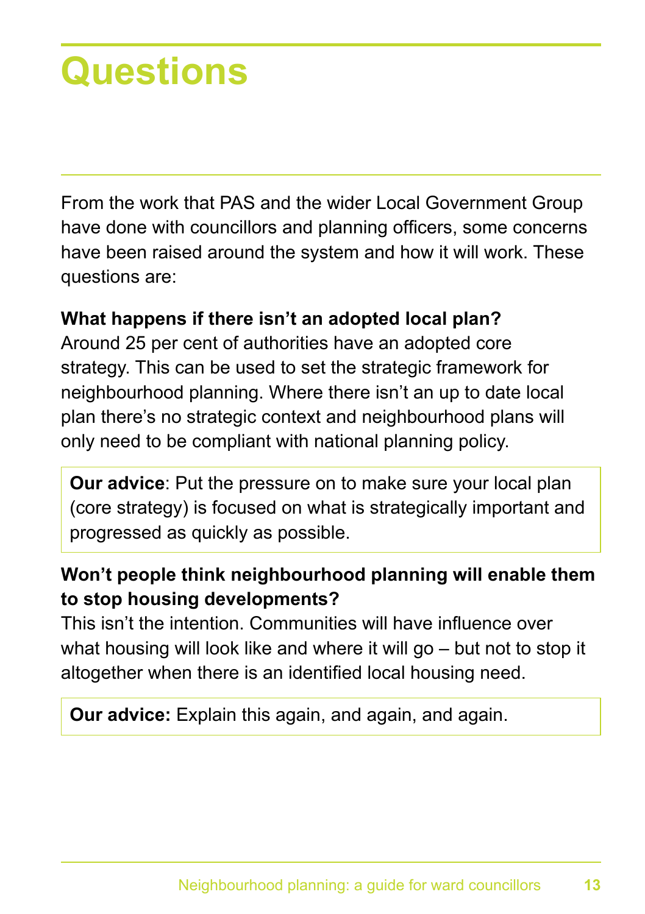# Questions

From the work that PAS and the wider Local Government Group have done with councillors and planning officers, some concerns have been raised around the system and how it will work. These questions are:

**What happens if there isn't an adopted local plan?**
Around 25 per cent of authorities have an adopted core strategy. This can be used to set the strategic framework for neighbourhood planning. Where there isn't an up to date local plan there's no strategic context and neighbourhood plans will only need to be compliant with national planning policy.

> **Our advice**: Put the pressure on to make sure your local plan (core strategy) is focused on what is strategically important and progressed as quickly as possible.

**Won't people think neighbourhood planning will enable them to stop housing developments?**
This isn't the intention. Communities will have influence over what housing will look like and where it will go – but not to stop it altogether when there is an identified local housing need.

> **Our advice:** Explain this again, and again, and again.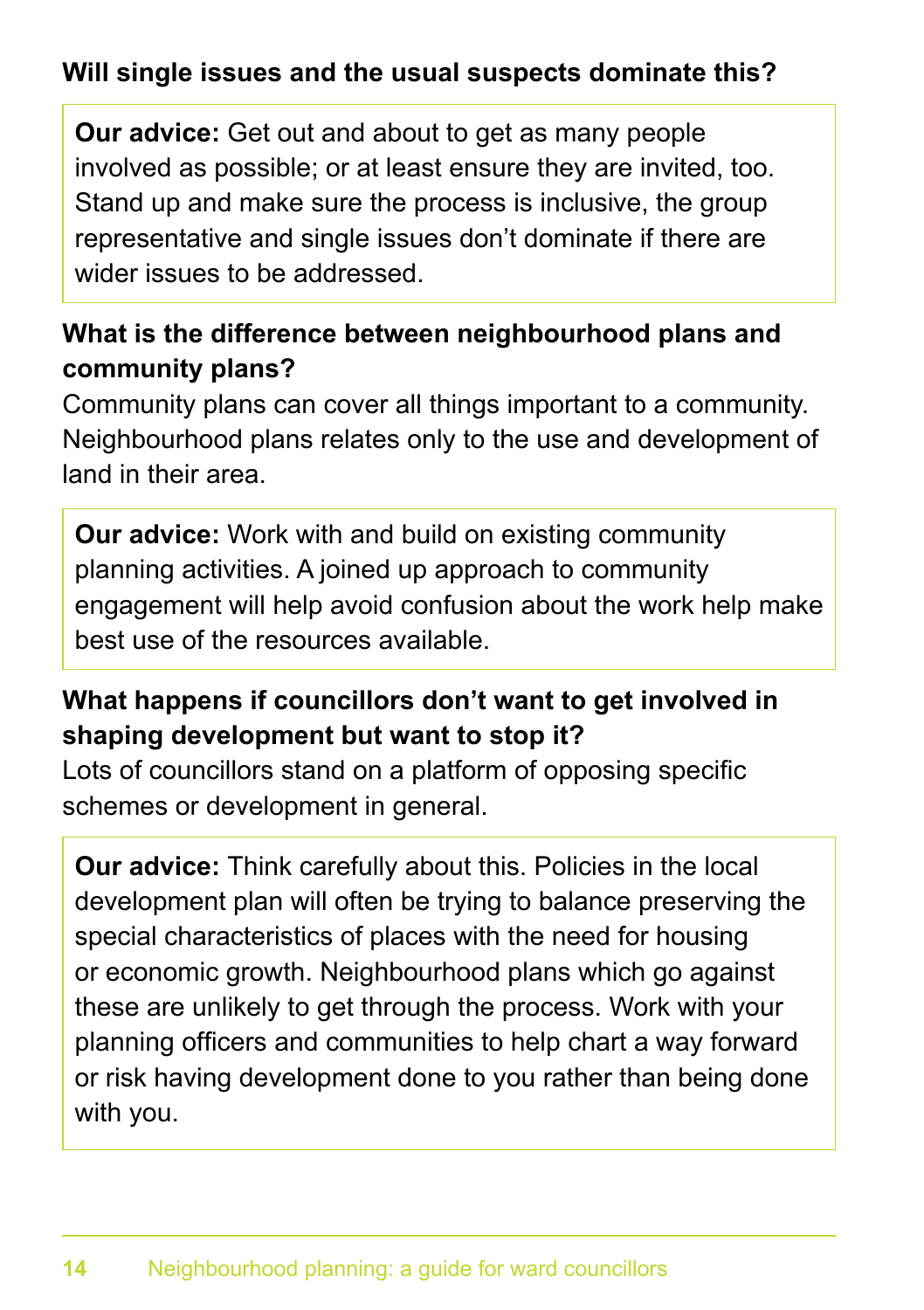**Will single issues and the usual suspects dominate this?**

> **Our advice:** Get out and about to get as many people involved as possible; or at least ensure they are invited, too. Stand up and make sure the process is inclusive, the group representative and single issues don't dominate if there are wider issues to be addressed.

**What is the difference between neighbourhood plans and community plans?**

Community plans can cover all things important to a community. Neighbourhood plans relates only to the use and development of land in their area.

> **Our advice:** Work with and build on existing community planning activities. A joined up approach to community engagement will help avoid confusion about the work help make best use of the resources available.

**What happens if councillors don't want to get involved in shaping development but want to stop it?**

Lots of councillors stand on a platform of opposing specific schemes or development in general.

> **Our advice:** Think carefully about this. Policies in the local development plan will often be trying to balance preserving the special characteristics of places with the need for housing or economic growth. Neighbourhood plans which go against these are unlikely to get through the process. Work with your planning officers and communities to help chart a way forward or risk having development done to you rather than being done with you.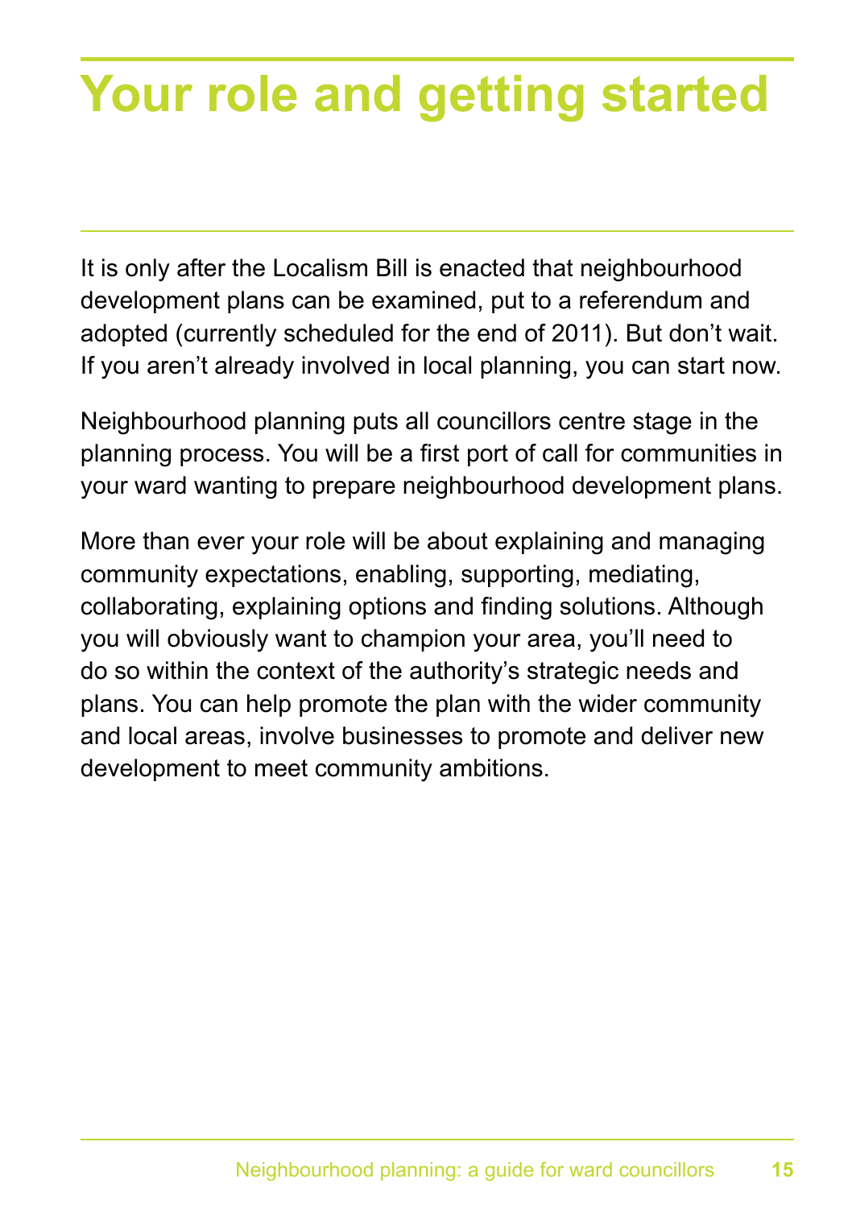# Your role and getting started

It is only after the Localism Bill is enacted that neighbourhood development plans can be examined, put to a referendum and adopted (currently scheduled for the end of 2011). But don't wait. If you aren't already involved in local planning, you can start now.

Neighbourhood planning puts all councillors centre stage in the planning process. You will be a first port of call for communities in your ward wanting to prepare neighbourhood development plans.

More than ever your role will be about explaining and managing community expectations, enabling, supporting, mediating, collaborating, explaining options and finding solutions. Although you will obviously want to champion your area, you'll need to do so within the context of the authority's strategic needs and plans. You can help promote the plan with the wider community and local areas, involve businesses to promote and deliver new development to meet community ambitions.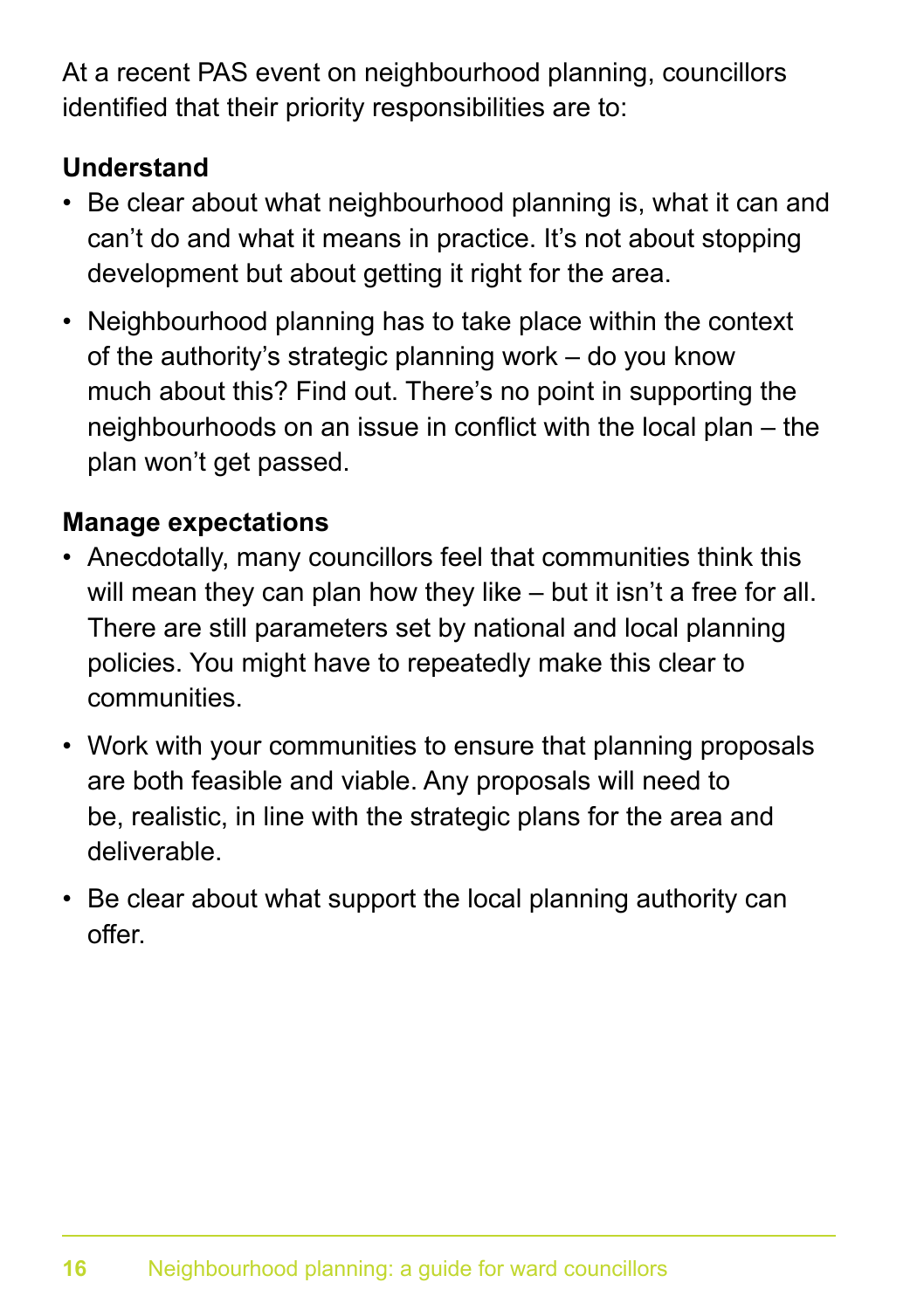At a recent PAS event on neighbourhood planning, councillors identified that their priority responsibilities are to:

**Understand**

- Be clear about what neighbourhood planning is, what it can and can't do and what it means in practice. It's not about stopping development but about getting it right for the area.
- Neighbourhood planning has to take place within the context of the authority's strategic planning work – do you know much about this? Find out. There's no point in supporting the neighbourhoods on an issue in conflict with the local plan – the plan won't get passed.

**Manage expectations**

- Anecdotally, many councillors feel that communities think this will mean they can plan how they like – but it isn't a free for all. There are still parameters set by national and local planning policies. You might have to repeatedly make this clear to communities.
- Work with your communities to ensure that planning proposals are both feasible and viable. Any proposals will need to be, realistic, in line with the strategic plans for the area and deliverable.
- Be clear about what support the local planning authority can offer.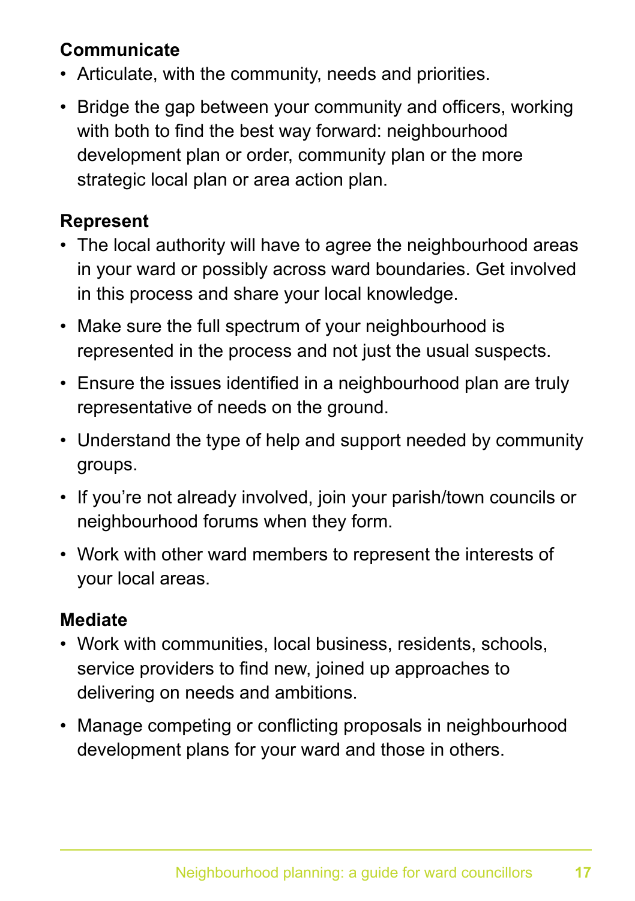**Communicate**

- Articulate, with the community, needs and priorities.
- Bridge the gap between your community and officers, working with both to find the best way forward: neighbourhood development plan or order, community plan or the more strategic local plan or area action plan.

**Represent**

- The local authority will have to agree the neighbourhood areas in your ward or possibly across ward boundaries. Get involved in this process and share your local knowledge.
- Make sure the full spectrum of your neighbourhood is represented in the process and not just the usual suspects.
- Ensure the issues identified in a neighbourhood plan are truly representative of needs on the ground.
- Understand the type of help and support needed by community groups.
- If you're not already involved, join your parish/town councils or neighbourhood forums when they form.
- Work with other ward members to represent the interests of your local areas.

**Mediate**

- Work with communities, local business, residents, schools, service providers to find new, joined up approaches to delivering on needs and ambitions.
- Manage competing or conflicting proposals in neighbourhood development plans for your ward and those in others.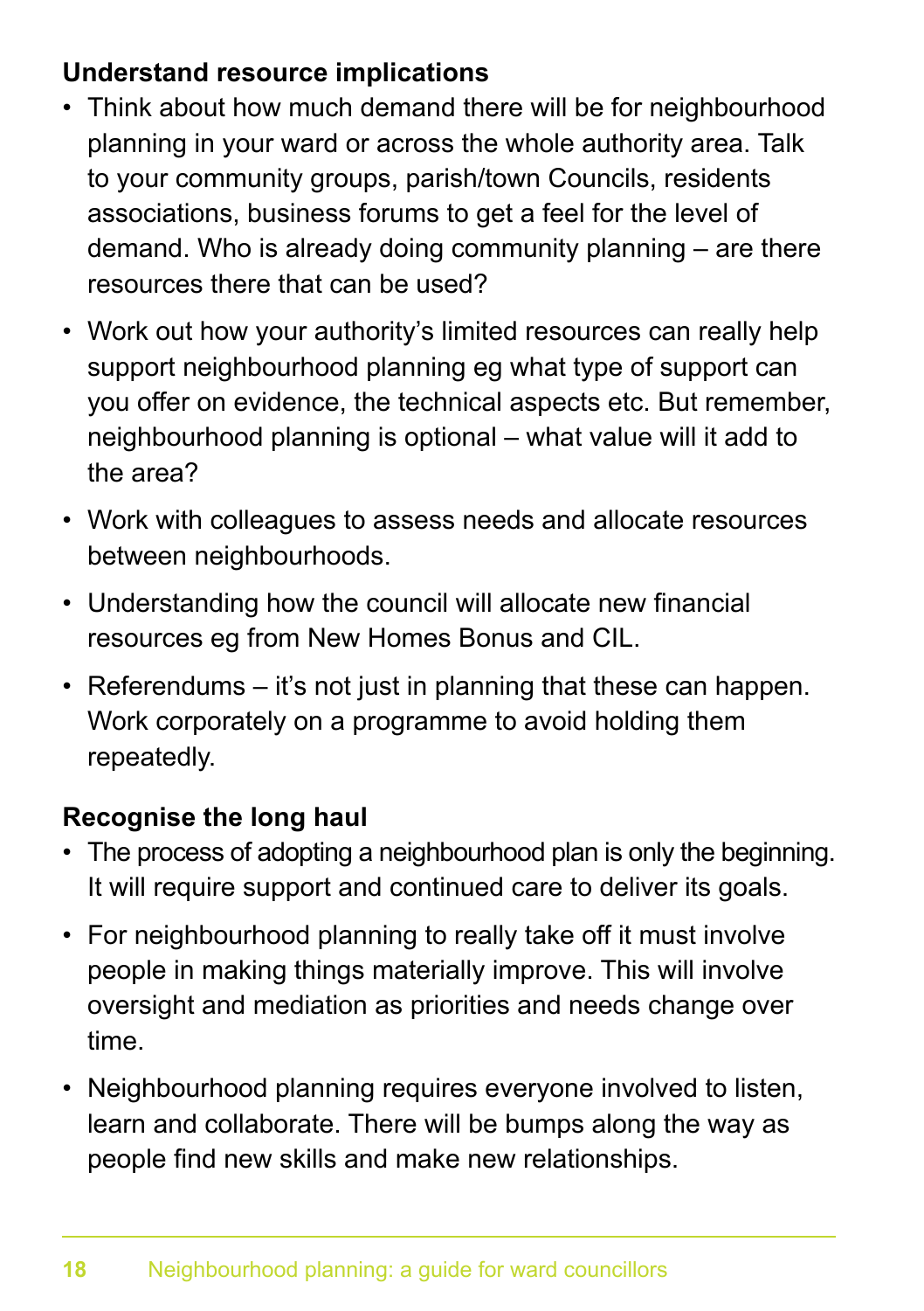**Understand resource implications**

- Think about how much demand there will be for neighbourhood planning in your ward or across the whole authority area. Talk to your community groups, parish/town Councils, residents associations, business forums to get a feel for the level of demand. Who is already doing community planning – are there resources there that can be used?
- Work out how your authority's limited resources can really help support neighbourhood planning eg what type of support can you offer on evidence, the technical aspects etc. But remember, neighbourhood planning is optional – what value will it add to the area?
- Work with colleagues to assess needs and allocate resources between neighbourhoods.
- Understanding how the council will allocate new financial resources eg from New Homes Bonus and CIL.
- Referendums – it's not just in planning that these can happen. Work corporately on a programme to avoid holding them repeatedly.

**Recognise the long haul**

- The process of adopting a neighbourhood plan is only the beginning. It will require support and continued care to deliver its goals.
- For neighbourhood planning to really take off it must involve people in making things materially improve. This will involve oversight and mediation as priorities and needs change over time.
- Neighbourhood planning requires everyone involved to listen, learn and collaborate. There will be bumps along the way as people find new skills and make new relationships.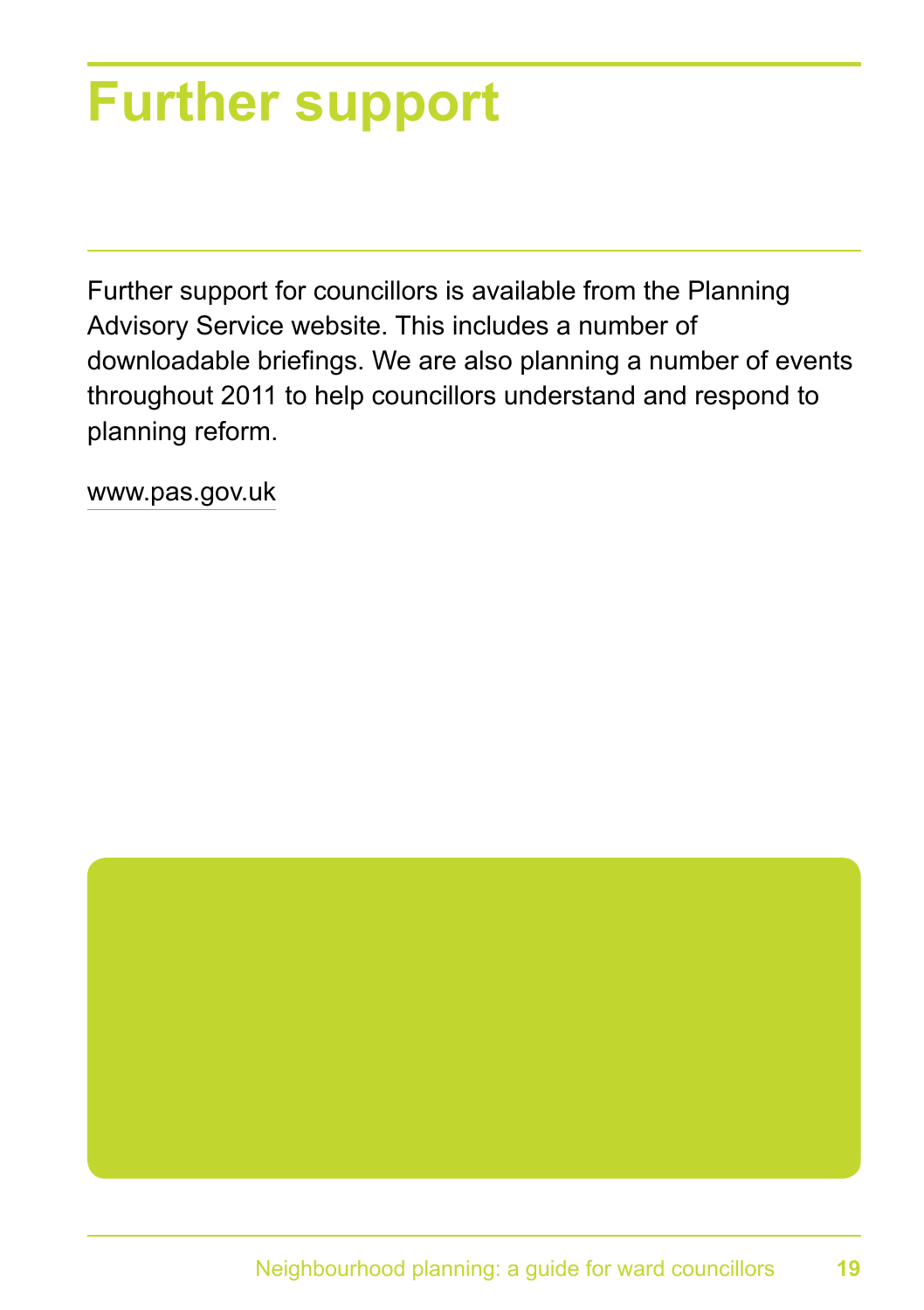# Further support

Further support for councillors is available from the Planning Advisory Service website. This includes a number of downloadable briefings. We are also planning a number of events throughout 2011 to help councillors understand and respond to planning reform.

www.pas.gov.uk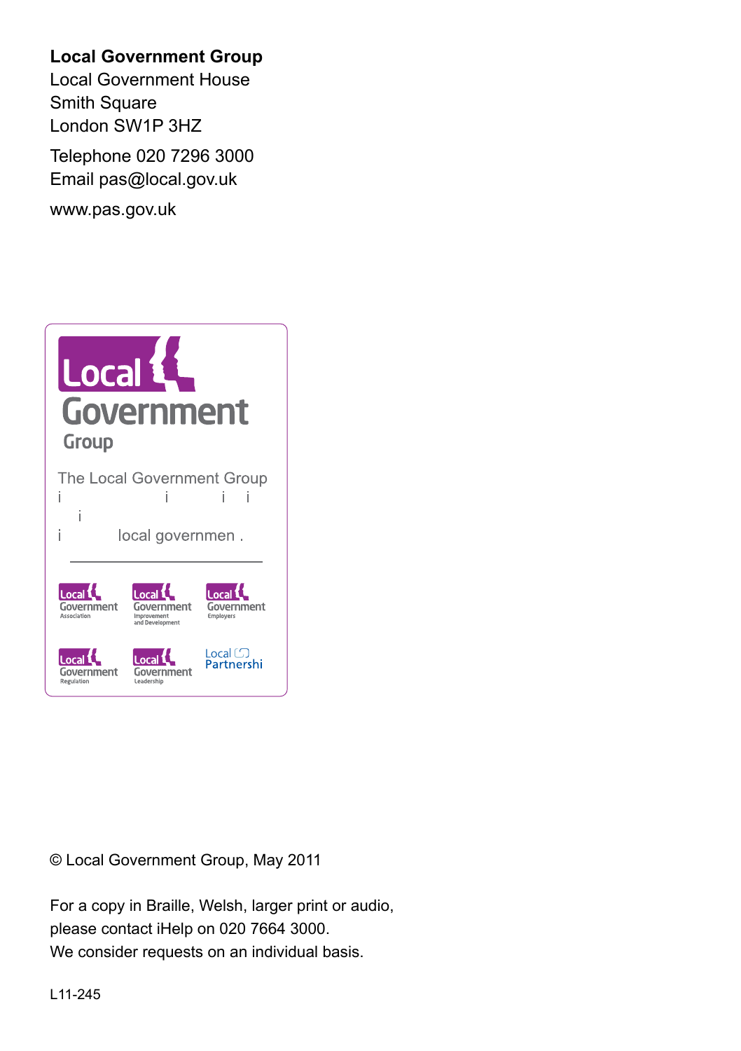**Local Government Group**
Local Government House
Smith Square
London SW1P 3HZ

Telephone 020 7296 3000
Email pas@local.gov.uk

www.pas.gov.uk

Local Government Group

The Local Government Group
i i i i
i
i local governmen .

Local Government Association

Local Government Improvement and Development

Local Government Employers

Local Government Regulation

Local Government Leadership

Local Partnershi

© Local Government Group, May 2011

For a copy in Braille, Welsh, larger print or audio, please contact iHelp on 020 7664 3000.
We consider requests on an individual basis.

L11-245